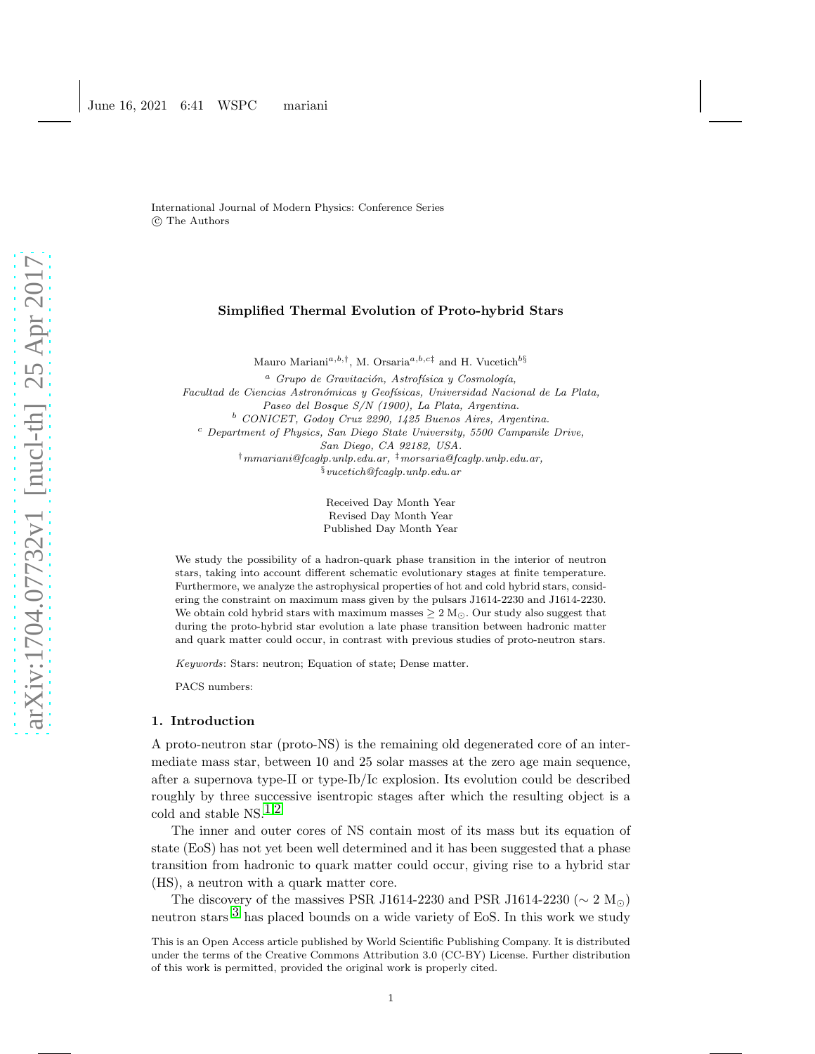International Journal of Modern Physics: Conference Series
© The Authors

# Simplified Thermal Evolution of Proto-hybrid Stars

Mauro Mariani[a,b,†], M. Orsaria[a,b,c‡] and H. Vucetich[b§]

[a] *Grupo de Gravitación, Astrofísica y Cosmología,*
*Facultad de Ciencias Astronómicas y Geofísicas, Universidad Nacional de La Plata,*
*Paseo del Bosque S/N (1900), La Plata, Argentina.*
[b] *CONICET, Godoy Cruz 2290, 1425 Buenos Aires, Argentina.*
[c] *Department of Physics, San Diego State University, 5500 Campanile Drive,*
*San Diego, CA 92182, USA.*
[†]*mmariani@fcaglp.unlp.edu.ar,* [‡]*morsaria@fcaglp.unlp.edu.ar,*
[§]*vucetich@fcaglp.unlp.edu.ar*

Received Day Month Year
Revised Day Month Year
Published Day Month Year

We study the possibility of a hadron-quark phase transition in the interior of neutron stars, taking into account different schematic evolutionary stages at finite temperature. Furthermore, we analyze the astrophysical properties of hot and cold hybrid stars, considering the constraint on maximum mass given by the pulsars J1614-2230 and J1614-2230. We obtain cold hybrid stars with maximum masses $\geq 2$ M$_\odot$. Our study also suggest that during the proto-hybrid star evolution a late phase transition between hadronic matter and quark matter could occur, in contrast with previous studies of proto-neutron stars.

*Keywords*: Stars: neutron; Equation of state; Dense matter.

PACS numbers:

## 1. Introduction

A proto-neutron star (proto-NS) is the remaining old degenerated core of an intermediate mass star, between 10 and 25 solar masses at the zero age main sequence, after a supernova type-II or type-Ib/Ic explosion. Its evolution could be described roughly by three successive isentropic stages after which the resulting object is a cold and stable NS.[1,2]

The inner and outer cores of NS contain most of its mass but its equation of state (EoS) has not yet been well determined and it has been suggested that a phase transition from hadronic to quark matter could occur, giving rise to a hybrid star (HS), a neutron with a quark matter core.

The discovery of the massives PSR J1614-2230 and PSR J1614-2230 ($\sim 2$ M$_\odot$) neutron stars [3] has placed bounds on a wide variety of EoS. In this work we study

This is an Open Access article published by World Scientific Publishing Company. It is distributed under the terms of the Creative Commons Attribution 3.0 (CC-BY) License. Further distribution of this work is permitted, provided the original work is properly cited.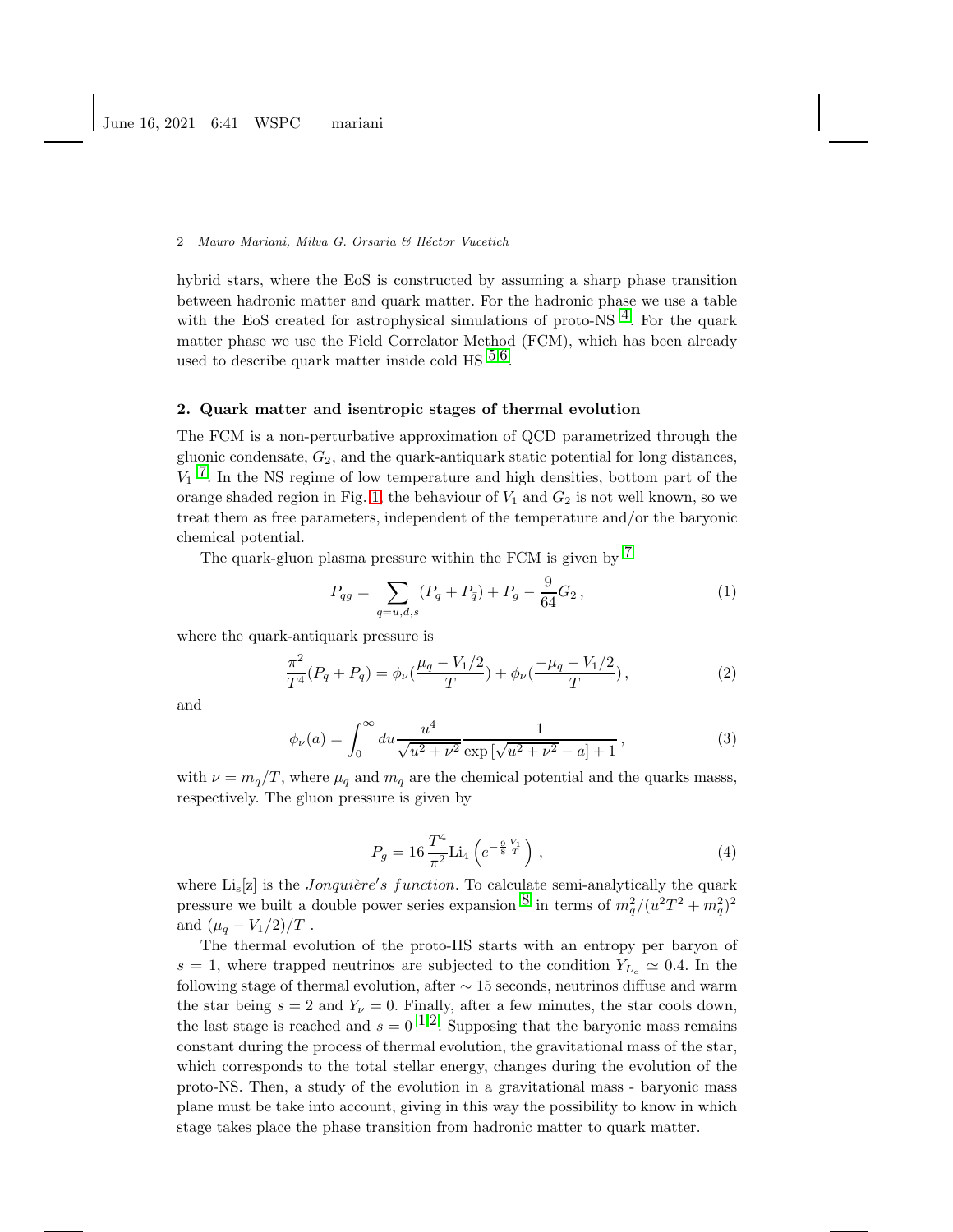hybrid stars, where the EoS is constructed by assuming a sharp phase transition between hadronic matter and quark matter. For the hadronic phase we use a table with the EoS created for astrophysical simulations of proto-NS [4]. For the quark matter phase we use the Field Correlator Method (FCM), which has been already used to describe quark matter inside cold HS [5,6].

## 2. Quark matter and isentropic stages of thermal evolution

The FCM is a non-perturbative approximation of QCD parametrized through the gluonic condensate, $G_2$, and the quark-antiquark static potential for long distances, $V_1$ [7]. In the NS regime of low temperature and high densities, bottom part of the orange shaded region in Fig. 1, the behaviour of $V_1$ and $G_2$ is not well known, so we treat them as free parameters, independent of the temperature and/or the baryonic chemical potential.

The quark-gluon plasma pressure within the FCM is given by [7]

$$P_{qg} = \sum_{q=u,d,s} (P_q + P_{\bar{q}}) + P_g - \frac{9}{64} G_2 \,, \tag{1}$$

where the quark-antiquark pressure is

$$\frac{\pi^2}{T^4}(P_q + P_{\bar{q}}) = \phi_\nu\left(\frac{\mu_q - V_1/2}{T}\right) + \phi_\nu\left(\frac{-\mu_q - V_1/2}{T}\right), \tag{2}$$

and

$$\phi_\nu(a) = \int_0^\infty du \frac{u^4}{\sqrt{u^2+\nu^2}} \frac{1}{\exp\left[\sqrt{u^2+\nu^2} - a\right] + 1} \,, \tag{3}$$

with $\nu = m_q/T$, where $\mu_q$ and $m_q$ are the chemical potential and the quarks masss, respectively. The gluon pressure is given by

$$P_g = 16 \frac{T^4}{\pi^2} \mathrm{Li}_4\left(e^{-\frac{9}{8}\frac{V_1}{T}}\right) \,, \tag{4}$$

where $\mathrm{Li_s[z]}$ is the *Jonquière's function*. To calculate semi-analytically the quark pressure we built a double power series expansion [8] in terms of $m_q^2/(u^2T^2 + m_q^2)^2$ and $(\mu_q - V_1/2)/T$ .

The thermal evolution of the proto-HS starts with an entropy per baryon of $s = 1$, where trapped neutrinos are subjected to the condition $Y_{L_e} \simeq 0.4$. In the following stage of thermal evolution, after $\sim 15$ seconds, neutrinos diffuse and warm the star being $s = 2$ and $Y_\nu = 0$. Finally, after a few minutes, the star cools down, the last stage is reached and $s = 0$ [1,2]. Supposing that the baryonic mass remains constant during the process of thermal evolution, the gravitational mass of the star, which corresponds to the total stellar energy, changes during the evolution of the proto-NS. Then, a study of the evolution in a gravitational mass - baryonic mass plane must be take into account, giving in this way the possibility to know in which stage takes place the phase transition from hadronic matter to quark matter.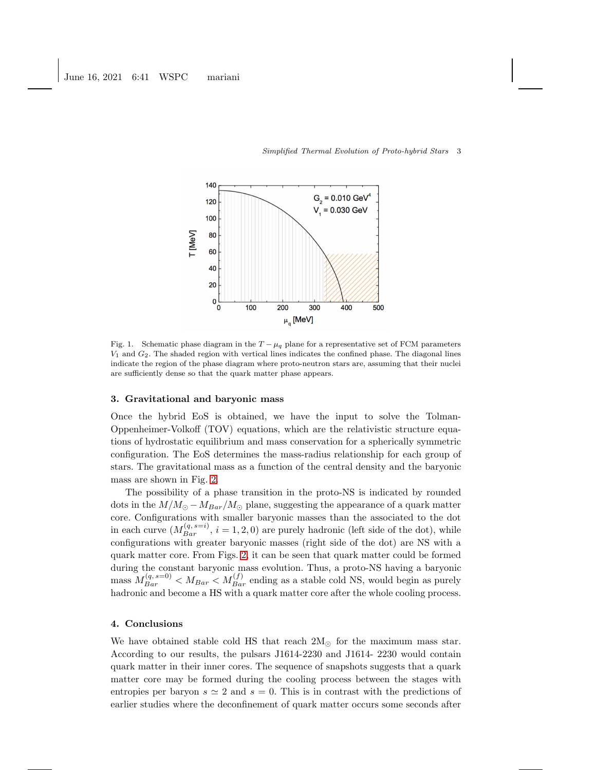Fig. 1. Schematic phase diagram in the $T - \mu_q$ plane for a representative set of FCM parameters $V_1$ and $G_2$. The shaded region with vertical lines indicates the confined phase. The diagonal lines indicate the region of the phase diagram where proto-neutron stars are, assuming that their nuclei are sufficiently dense so that the quark matter phase appears.

## 3. Gravitational and baryonic mass

Once the hybrid EoS is obtained, we have the input to solve the Tolman-Oppenheimer-Volkoff (TOV) equations, which are the relativistic structure equations of hydrostatic equilibrium and mass conservation for a spherically symmetric configuration. The EoS determines the mass-radius relationship for each group of stars. The gravitational mass as a function of the central density and the baryonic mass are shown in Fig. 2.

The possibility of a phase transition in the proto-NS is indicated by rounded dots in the $M/M_\odot - M_{Bar}/M_\odot$ plane, suggesting the appearance of a quark matter core. Configurations with smaller baryonic masses than the associated to the dot in each curve ($M_{Bar}^{(q,\,s=i)}$, $i = 1, 2, 0$) are purely hadronic (left side of the dot), while configurations with greater baryonic masses (right side of the dot) are NS with a quark matter core. From Figs. 2, it can be seen that quark matter could be formed during the constant baryonic mass evolution. Thus, a proto-NS having a baryonic mass $M_{Bar}^{(q,\,s=0)} < M_{Bar} < M_{Bar}^{(f)}$ ending as a stable cold NS, would begin as purely hadronic and become a HS with a quark matter core after the whole cooling process.

## 4. Conclusions

We have obtained stable cold HS that reach $2\mathrm{M}_\odot$ for the maximum mass star. According to our results, the pulsars J1614-2230 and J1614- 2230 would contain quark matter in their inner cores. The sequence of snapshots suggests that a quark matter core may be formed during the cooling process between the stages with entropies per baryon $s \simeq 2$ and $s = 0$. This is in contrast with the predictions of earlier studies where the deconfinement of quark matter occurs some seconds after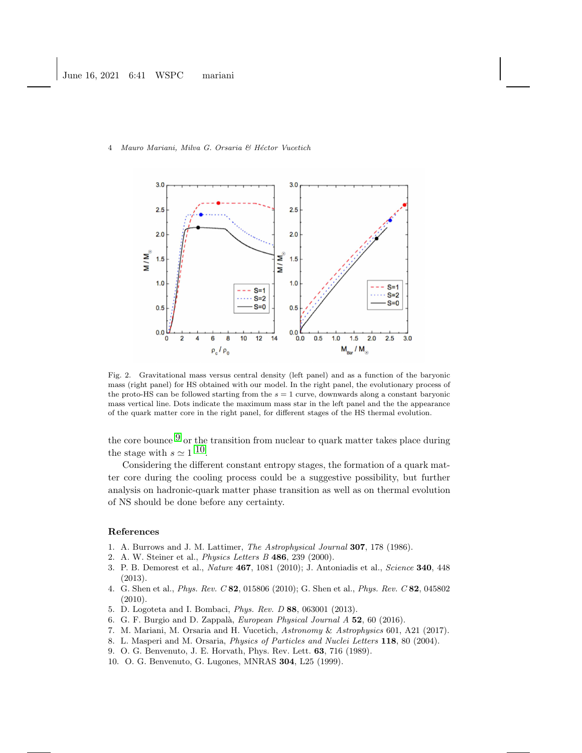3.0
2.5
2.0
1.5
1.0
0.5
0.0
M / M$_\odot$
0 2 4 6 8 10 12 14
$\rho_c$ / $\rho_0$
S=1
S=2
S=0

3.0
2.5
2.0
1.5
1.0
0.5
0.0
M / M$_\odot$
0.0 0.5 1.0 1.5 2.0 2.5 3.0
M$_{Bar}$ / M$_\odot$
S=1
S=2
S=0

Fig. 2. Gravitational mass versus central density (left panel) and as a function of the baryonic mass (right panel) for HS obtained with our model. In the right panel, the evolutionary process of the proto-HS can be followed starting from the $s = 1$ curve, downwards along a constant baryonic mass vertical line. Dots indicate the maximum mass star in the left panel and the the appearance of the quark matter core in the right panel, for different stages of the HS thermal evolution.

the core bounce [9] or the transition from nuclear to quark matter takes place during the stage with $s \simeq 1$ [10].

Considering the different constant entropy stages, the formation of a quark matter core during the cooling process could be a suggestive possibility, but further analysis on hadronic-quark matter phase transition as well as on thermal evolution of NS should be done before any certainty.

## References

1. A. Burrows and J. M. Lattimer, *The Astrophysical Journal* **307**, 178 (1986).
2. A. W. Steiner et al., *Physics Letters B* **486**, 239 (2000).
3. P. B. Demorest et al., *Nature* **467**, 1081 (2010); J. Antoniadis et al., *Science* **340**, 448 (2013).
4. G. Shen et al., *Phys. Rev. C* **82**, 015806 (2010); G. Shen et al., *Phys. Rev. C* **82**, 045802 (2010).
5. D. Logoteta and I. Bombaci, *Phys. Rev. D* **88**, 063001 (2013).
6. G. F. Burgio and D. Zappalà, *European Physical Journal A* **52**, 60 (2016).
7. M. Mariani, M. Orsaria and H. Vucetich, *Astronomy & Astrophysics* 601, A21 (2017).
8. L. Masperi and M. Orsaria, *Physics of Particles and Nuclei Letters* **118**, 80 (2004).
9. O. G. Benvenuto, J. E. Horvath, Phys. Rev. Lett. **63**, 716 (1989).
10. O. G. Benvenuto, G. Lugones, MNRAS **304**, L25 (1999).